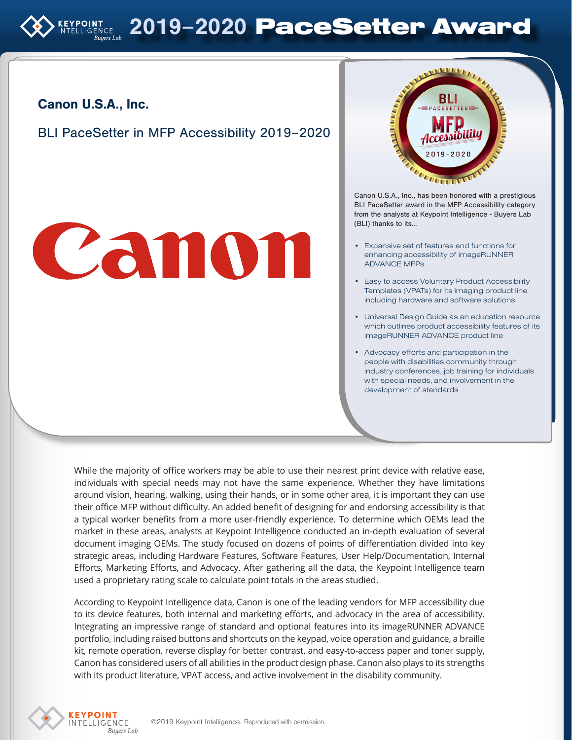# 2019–2020 PaceSetter Award

## Canon U.S.A., Inc.

BLI PaceSetter in MFP Accessibility 2019–2020

Canon U.S.A., Inc., has been honored with a prestigious BLI PaceSetter award in the MFP Accessibility category from the analysts at Keypoint Intelligence - Buyers Lab (BLI) thanks to its...

- Expansive set of features and functions for enhancing accessibility of imageRUNNER ADVANCE MFPs
- Easy to access Voluntary Product Accessibility Templates (VPATs) for its imaging product line including hardware and software solutions
- Universal Design Guide as an education resource which outlines product accessibility features of its imageRUNNER ADVANCE product line
- Advocacy efforts and participation in the people with disabilities community through industry conferences, job training for individuals with special needs, and involvement in the development of standards

While the majority of office workers may be able to use their nearest print device with relative ease, individuals with special needs may not have the same experience. Whether they have limitations around vision, hearing, walking, using their hands, or in some other area, it is important they can use their office MFP without difficulty. An added benefit of designing for and endorsing accessibility is that a typical worker benefits from a more user-friendly experience. To determine which OEMs lead the market in these areas, analysts at Keypoint Intelligence conducted an in-depth evaluation of several document imaging OEMs. The study focused on dozens of points of differentiation divided into key strategic areas, including Hardware Features, Software Features, User Help/Documentation, Internal Efforts, Marketing Efforts, and Advocacy. After gathering all the data, the Keypoint Intelligence team used a proprietary rating scale to calculate point totals in the areas studied.

According to Keypoint Intelligence data, Canon is one of the leading vendors for MFP accessibility due to its device features, both internal and marketing efforts, and advocacy in the area of accessibility. Integrating an impressive range of standard and optional features into its imageRUNNER ADVANCE portfolio, including raised buttons and shortcuts on the keypad, voice operation and guidance, a braille kit, remote operation, reverse display for better contrast, and easy-to-access paper and toner supply, Canon has considered users of all abilities in the product design phase. Canon also plays to its strengths with its product literature, VPAT access, and active involvement in the disability community.

©2019 Keypoint Intelligence. Reproduced with permission.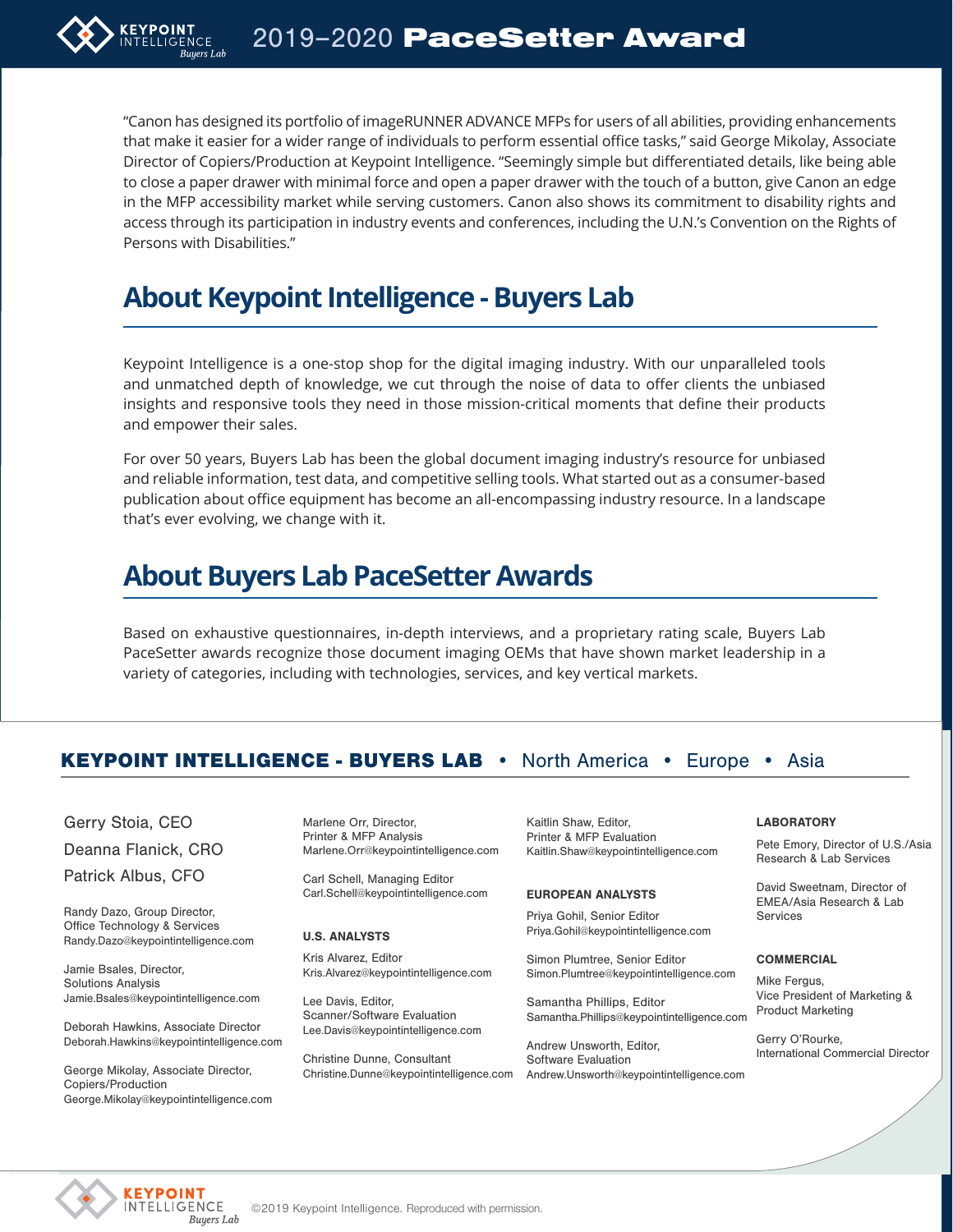"Canon has designed its portfolio of imageRUNNER ADVANCE MFPs for users of all abilities, providing enhancements that make it easier for a wider range of individuals to perform essential office tasks," said George Mikolay, Associate Director of Copiers/Production at Keypoint Intelligence. "Seemingly simple but differentiated details, like being able to close a paper drawer with minimal force and open a paper drawer with the touch of a button, give Canon an edge in the MFP accessibility market while serving customers. Canon also shows its commitment to disability rights and access through its participation in industry events and conferences, including the U.N.'s Convention on the Rights of Persons with Disabilities."

## About Keypoint Intelligence - Buyers Lab

Keypoint Intelligence is a one-stop shop for the digital imaging industry. With our unparalleled tools and unmatched depth of knowledge, we cut through the noise of data to offer clients the unbiased insights and responsive tools they need in those mission-critical moments that define their products and empower their sales.

For over 50 years, Buyers Lab has been the global document imaging industry's resource for unbiased and reliable information, test data, and competitive selling tools. What started out as a consumer-based publication about office equipment has become an all-encompassing industry resource. In a landscape that's ever evolving, we change with it.

## About Buyers Lab PaceSetter Awards

Based on exhaustive questionnaires, in-depth interviews, and a proprietary rating scale, Buyers Lab PaceSetter awards recognize those document imaging OEMs that have shown market leadership in a variety of categories, including with technologies, services, and key vertical markets.

### KEYPOINT INTELLIGENCE - BUYERS LAB • North America • Europe • Asia

Gerry Stoia, CEO

Deanna Flanick, CRO

Patrick Albus, CFO

Randy Dazo, Group Director, Office Technology & Services
Randy.Dazo@keypointintelligence.com

Jamie Bsales, Director, Solutions Analysis
Jamie.Bsales@keypointintelligence.com

Deborah Hawkins, Associate Director
Deborah.Hawkins@keypointintelligence.com

George Mikolay, Associate Director, Copiers/Production
George.Mikolay@keypointintelligence.com

Marlene Orr, Director, Printer & MFP Analysis
Marlene.Orr@keypointintelligence.com

Carl Schell, Managing Editor
Carl.Schell@keypointintelligence.com

**U.S. ANALYSTS**

Kris Alvarez, Editor
Kris.Alvarez@keypointintelligence.com

Lee Davis, Editor, Scanner/Software Evaluation
Lee.Davis@keypointintelligence.com

Christine Dunne, Consultant
Christine.Dunne@keypointintelligence.com

Kaitlin Shaw, Editor, Printer & MFP Evaluation
Kaitlin.Shaw@keypointintelligence.com

**EUROPEAN ANALYSTS**

Priya Gohil, Senior Editor
Priya.Gohil@keypointintelligence.com

Simon Plumtree, Senior Editor
Simon.Plumtree@keypointintelligence.com

Samantha Phillips, Editor
Samantha.Phillips@keypointintelligence.com

Andrew Unsworth, Editor, Software Evaluation
Andrew.Unsworth@keypointintelligence.com

**LABORATORY**

Pete Emory, Director of U.S./Asia Research & Lab Services

David Sweetnam, Director of EMEA/Asia Research & Lab Services

**COMMERCIAL**

Mike Fergus, Vice President of Marketing & Product Marketing

Gerry O'Rourke, International Commercial Director

©2019 Keypoint Intelligence. Reproduced with permission.